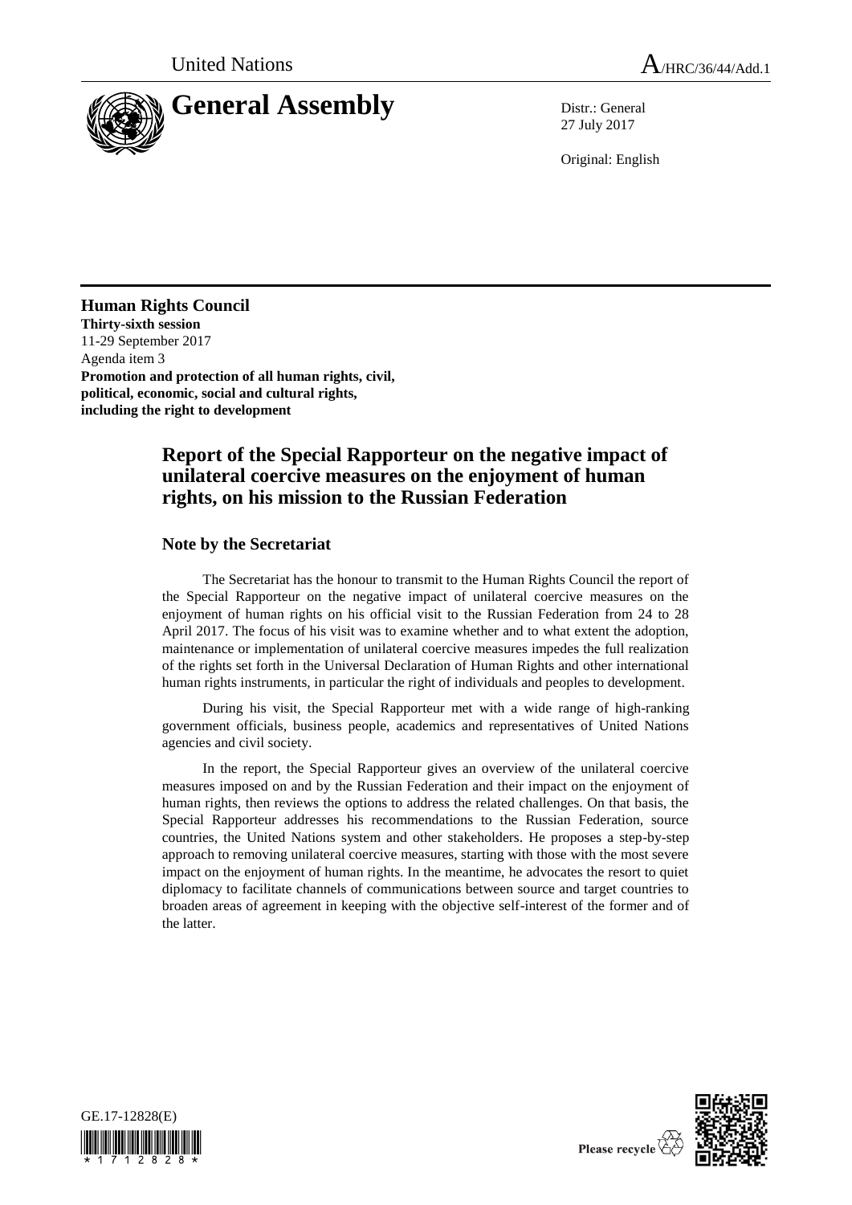United Nations

A/HRC/36/44/Add.1

# General Assembly

Distr.: General
27 July 2017

Original: English

**Human Rights Council**
**Thirty-sixth session**
11-29 September 2017
Agenda item 3
**Promotion and protection of all human rights, civil, political, economic, social and cultural rights, including the right to development**

## Report of the Special Rapporteur on the negative impact of unilateral coercive measures on the enjoyment of human rights, on his mission to the Russian Federation

### Note by the Secretariat

The Secretariat has the honour to transmit to the Human Rights Council the report of the Special Rapporteur on the negative impact of unilateral coercive measures on the enjoyment of human rights on his official visit to the Russian Federation from 24 to 28 April 2017. The focus of his visit was to examine whether and to what extent the adoption, maintenance or implementation of unilateral coercive measures impedes the full realization of the rights set forth in the Universal Declaration of Human Rights and other international human rights instruments, in particular the right of individuals and peoples to development.

During his visit, the Special Rapporteur met with a wide range of high-ranking government officials, business people, academics and representatives of United Nations agencies and civil society.

In the report, the Special Rapporteur gives an overview of the unilateral coercive measures imposed on and by the Russian Federation and their impact on the enjoyment of human rights, then reviews the options to address the related challenges. On that basis, the Special Rapporteur addresses his recommendations to the Russian Federation, source countries, the United Nations system and other stakeholders. He proposes a step-by-step approach to removing unilateral coercive measures, starting with those with the most severe impact on the enjoyment of human rights. In the meantime, he advocates the resort to quiet diplomacy to facilitate channels of communications between source and target countries to broaden areas of agreement in keeping with the objective self-interest of the former and of the latter.

GE.17-12828(E)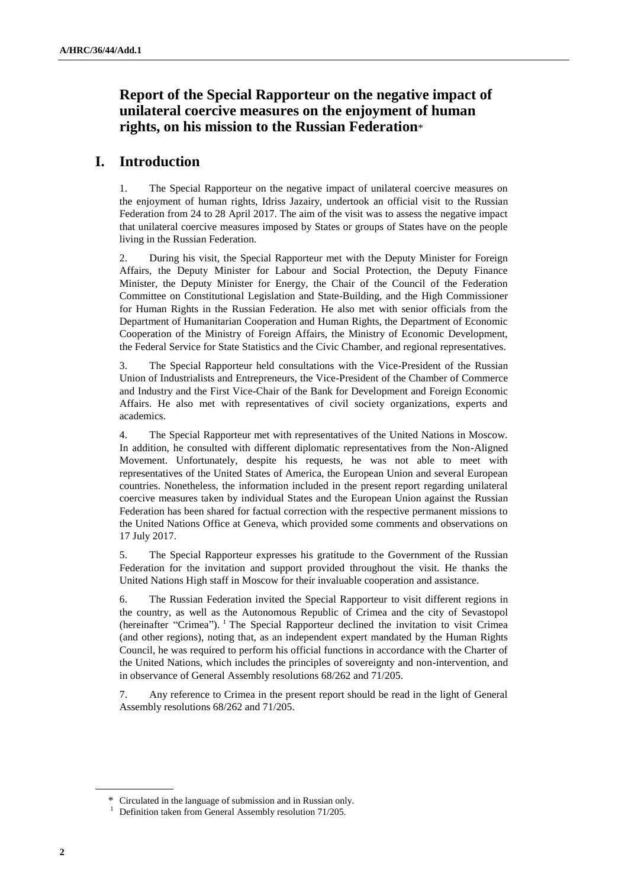# Report of the Special Rapporteur on the negative impact of unilateral coercive measures on the enjoyment of human rights, on his mission to the Russian Federation*

## I. Introduction

1. The Special Rapporteur on the negative impact of unilateral coercive measures on the enjoyment of human rights, Idriss Jazairy, undertook an official visit to the Russian Federation from 24 to 28 April 2017. The aim of the visit was to assess the negative impact that unilateral coercive measures imposed by States or groups of States have on the people living in the Russian Federation.

2. During his visit, the Special Rapporteur met with the Deputy Minister for Foreign Affairs, the Deputy Minister for Labour and Social Protection, the Deputy Finance Minister, the Deputy Minister for Energy, the Chair of the Council of the Federation Committee on Constitutional Legislation and State-Building, and the High Commissioner for Human Rights in the Russian Federation. He also met with senior officials from the Department of Humanitarian Cooperation and Human Rights, the Department of Economic Cooperation of the Ministry of Foreign Affairs, the Ministry of Economic Development, the Federal Service for State Statistics and the Civic Chamber, and regional representatives.

3. The Special Rapporteur held consultations with the Vice-President of the Russian Union of Industrialists and Entrepreneurs, the Vice-President of the Chamber of Commerce and Industry and the First Vice-Chair of the Bank for Development and Foreign Economic Affairs. He also met with representatives of civil society organizations, experts and academics.

4. The Special Rapporteur met with representatives of the United Nations in Moscow. In addition, he consulted with different diplomatic representatives from the Non-Aligned Movement. Unfortunately, despite his requests, he was not able to meet with representatives of the United States of America, the European Union and several European countries. Nonetheless, the information included in the present report regarding unilateral coercive measures taken by individual States and the European Union against the Russian Federation has been shared for factual correction with the respective permanent missions to the United Nations Office at Geneva, which provided some comments and observations on 17 July 2017.

5. The Special Rapporteur expresses his gratitude to the Government of the Russian Federation for the invitation and support provided throughout the visit. He thanks the United Nations High staff in Moscow for their invaluable cooperation and assistance.

6. The Russian Federation invited the Special Rapporteur to visit different regions in the country, as well as the Autonomous Republic of Crimea and the city of Sevastopol (hereinafter "Crimea").[1] The Special Rapporteur declined the invitation to visit Crimea (and other regions), noting that, as an independent expert mandated by the Human Rights Council, he was required to perform his official functions in accordance with the Charter of the United Nations, which includes the principles of sovereignty and non-intervention, and in observance of General Assembly resolutions 68/262 and 71/205.

7. Any reference to Crimea in the present report should be read in the light of General Assembly resolutions 68/262 and 71/205.

---

\* Circulated in the language of submission and in Russian only.

[1] Definition taken from General Assembly resolution 71/205.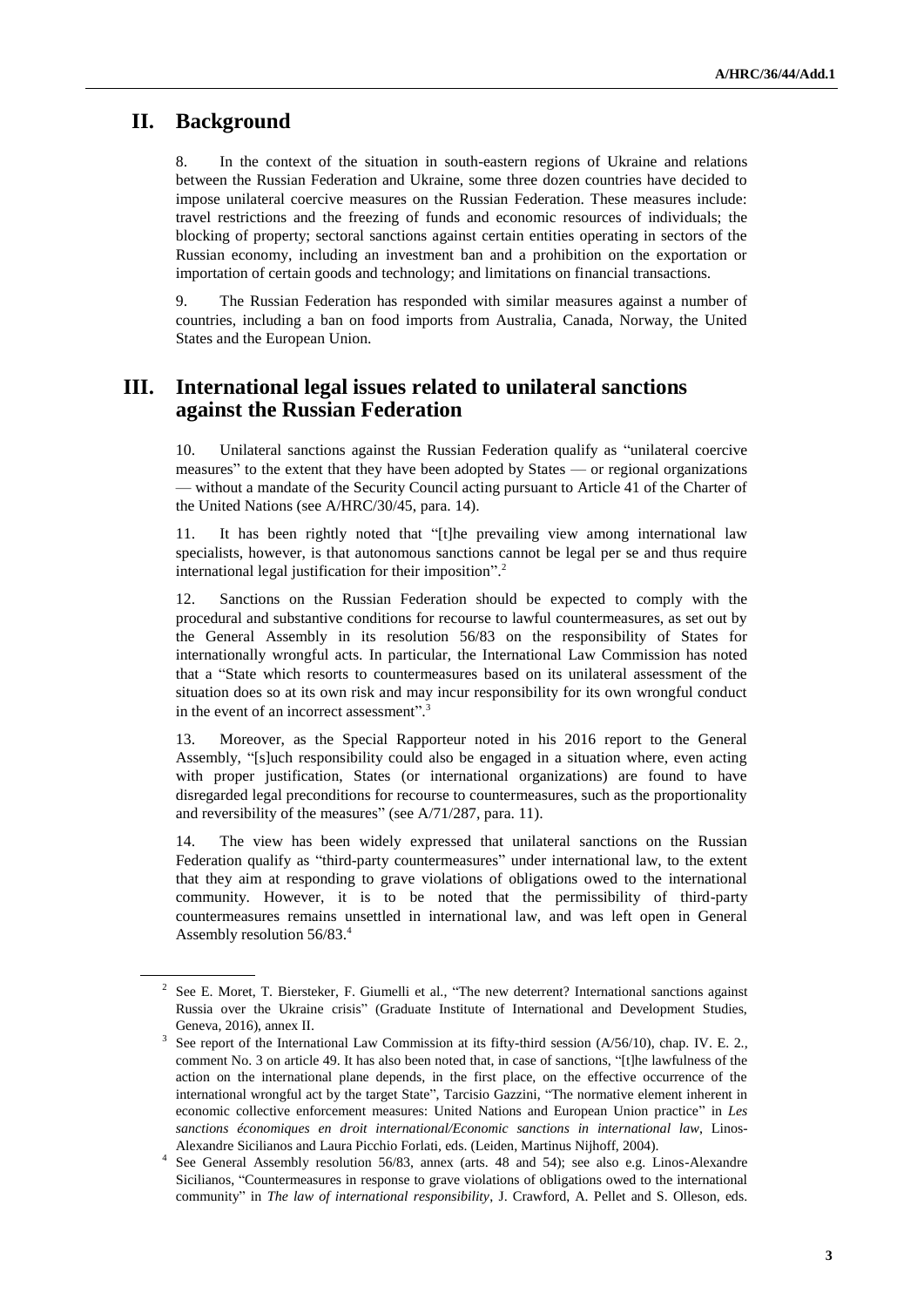## II. Background

8. In the context of the situation in south-eastern regions of Ukraine and relations between the Russian Federation and Ukraine, some three dozen countries have decided to impose unilateral coercive measures on the Russian Federation. These measures include: travel restrictions and the freezing of funds and economic resources of individuals; the blocking of property; sectoral sanctions against certain entities operating in sectors of the Russian economy, including an investment ban and a prohibition on the exportation or importation of certain goods and technology; and limitations on financial transactions.

9. The Russian Federation has responded with similar measures against a number of countries, including a ban on food imports from Australia, Canada, Norway, the United States and the European Union.

## III. International legal issues related to unilateral sanctions against the Russian Federation

10. Unilateral sanctions against the Russian Federation qualify as "unilateral coercive measures" to the extent that they have been adopted by States — or regional organizations — without a mandate of the Security Council acting pursuant to Article 41 of the Charter of the United Nations (see A/HRC/30/45, para. 14).

11. It has been rightly noted that "[t]he prevailing view among international law specialists, however, is that autonomous sanctions cannot be legal per se and thus require international legal justification for their imposition".[2]

12. Sanctions on the Russian Federation should be expected to comply with the procedural and substantive conditions for recourse to lawful countermeasures, as set out by the General Assembly in its resolution 56/83 on the responsibility of States for internationally wrongful acts. In particular, the International Law Commission has noted that a "State which resorts to countermeasures based on its unilateral assessment of the situation does so at its own risk and may incur responsibility for its own wrongful conduct in the event of an incorrect assessment".[3]

13. Moreover, as the Special Rapporteur noted in his 2016 report to the General Assembly, "[s]uch responsibility could also be engaged in a situation where, even acting with proper justification, States (or international organizations) are found to have disregarded legal preconditions for recourse to countermeasures, such as the proportionality and reversibility of the measures" (see A/71/287, para. 11).

14. The view has been widely expressed that unilateral sanctions on the Russian Federation qualify as "third-party countermeasures" under international law, to the extent that they aim at responding to grave violations of obligations owed to the international community. However, it is to be noted that the permissibility of third-party countermeasures remains unsettled in international law, and was left open in General Assembly resolution 56/83.[4]

---

[2] See E. Moret, T. Biersteker, F. Giumelli et al., "The new deterrent? International sanctions against Russia over the Ukraine crisis" (Graduate Institute of International and Development Studies, Geneva, 2016), annex II.

[3] See report of the International Law Commission at its fifty-third session (A/56/10), chap. IV. E. 2., comment No. 3 on article 49. It has also been noted that, in case of sanctions, "[t]he lawfulness of the action on the international plane depends, in the first place, on the effective occurrence of the international wrongful act by the target State", Tarcisio Gazzini, "The normative element inherent in economic collective enforcement measures: United Nations and European Union practice" in *Les sanctions économiques en droit international/Economic sanctions in international law*, Linos-Alexandre Sicilianos and Laura Picchio Forlati, eds. (Leiden, Martinus Nijhoff, 2004).

[4] See General Assembly resolution 56/83, annex (arts. 48 and 54); see also e.g. Linos-Alexandre Sicilianos, "Countermeasures in response to grave violations of obligations owed to the international community" in *The law of international responsibility*, J. Crawford, A. Pellet and S. Olleson, eds.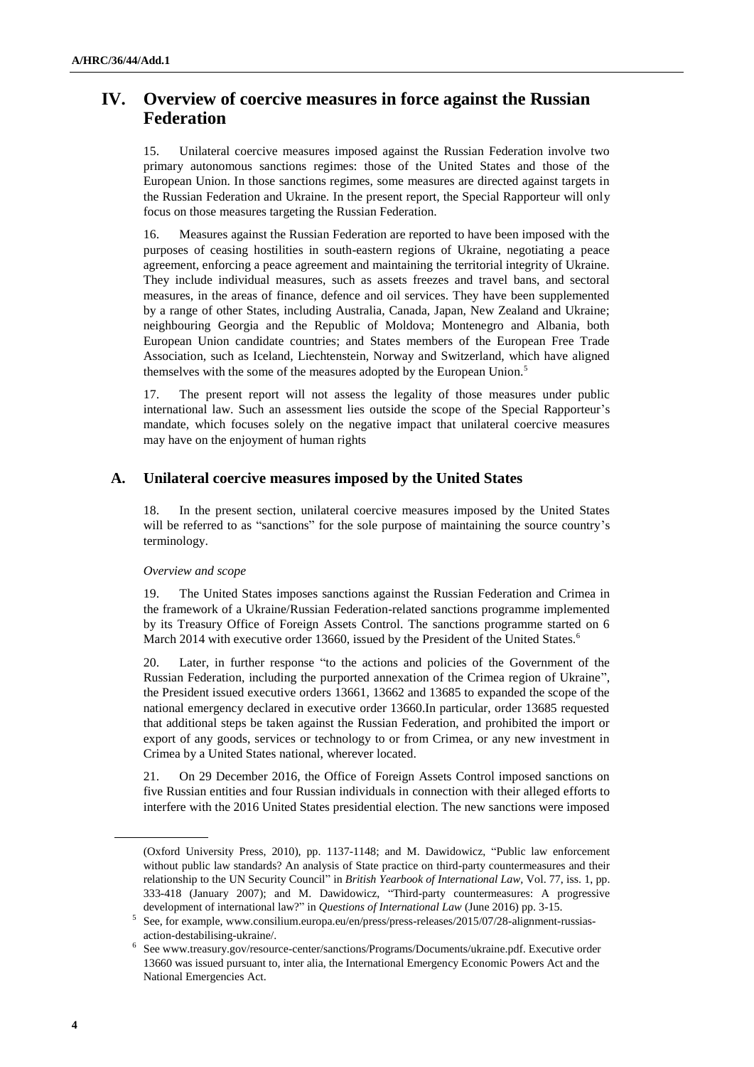# IV. Overview of coercive measures in force against the Russian Federation

15. Unilateral coercive measures imposed against the Russian Federation involve two primary autonomous sanctions regimes: those of the United States and those of the European Union. In those sanctions regimes, some measures are directed against targets in the Russian Federation and Ukraine. In the present report, the Special Rapporteur will only focus on those measures targeting the Russian Federation.

16. Measures against the Russian Federation are reported to have been imposed with the purposes of ceasing hostilities in south-eastern regions of Ukraine, negotiating a peace agreement, enforcing a peace agreement and maintaining the territorial integrity of Ukraine. They include individual measures, such as assets freezes and travel bans, and sectoral measures, in the areas of finance, defence and oil services. They have been supplemented by a range of other States, including Australia, Canada, Japan, New Zealand and Ukraine; neighbouring Georgia and the Republic of Moldova; Montenegro and Albania, both European Union candidate countries; and States members of the European Free Trade Association, such as Iceland, Liechtenstein, Norway and Switzerland, which have aligned themselves with the some of the measures adopted by the European Union.[5]

17. The present report will not assess the legality of those measures under public international law. Such an assessment lies outside the scope of the Special Rapporteur's mandate, which focuses solely on the negative impact that unilateral coercive measures may have on the enjoyment of human rights

## A. Unilateral coercive measures imposed by the United States

18. In the present section, unilateral coercive measures imposed by the United States will be referred to as "sanctions" for the sole purpose of maintaining the source country's terminology.

*Overview and scope*

19. The United States imposes sanctions against the Russian Federation and Crimea in the framework of a Ukraine/Russian Federation-related sanctions programme implemented by its Treasury Office of Foreign Assets Control. The sanctions programme started on 6 March 2014 with executive order 13660, issued by the President of the United States.[6]

20. Later, in further response "to the actions and policies of the Government of the Russian Federation, including the purported annexation of the Crimea region of Ukraine", the President issued executive orders 13661, 13662 and 13685 to expanded the scope of the national emergency declared in executive order 13660.In particular, order 13685 requested that additional steps be taken against the Russian Federation, and prohibited the import or export of any goods, services or technology to or from Crimea, or any new investment in Crimea by a United States national, wherever located.

21. On 29 December 2016, the Office of Foreign Assets Control imposed sanctions on five Russian entities and four Russian individuals in connection with their alleged efforts to interfere with the 2016 United States presidential election. The new sanctions were imposed

---

(Oxford University Press, 2010), pp. 1137-1148; and M. Dawidowicz, "Public law enforcement without public law standards? An analysis of State practice on third-party countermeasures and their relationship to the UN Security Council" in *British Yearbook of International Law*, Vol. 77, iss. 1, pp. 333-418 (January 2007); and M. Dawidowicz, "Third-party countermeasures: A progressive development of international law?" in *Questions of International Law* (June 2016) pp. 3-15.

[5] See, for example, www.consilium.europa.eu/en/press/press-releases/2015/07/28-alignment-russias-action-destabilising-ukraine/.

[6] See www.treasury.gov/resource-center/sanctions/Programs/Documents/ukraine.pdf. Executive order 13660 was issued pursuant to, inter alia, the International Emergency Economic Powers Act and the National Emergencies Act.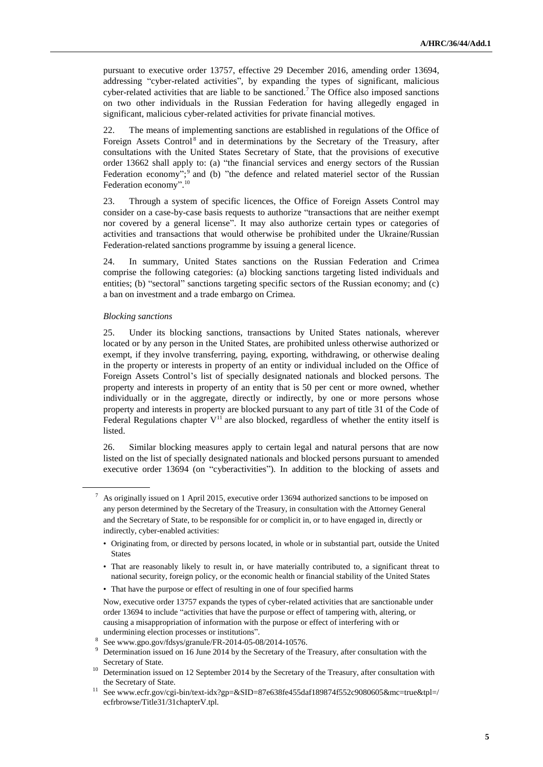pursuant to executive order 13757, effective 29 December 2016, amending order 13694, addressing "cyber-related activities", by expanding the types of significant, malicious cyber-related activities that are liable to be sanctioned.[7] The Office also imposed sanctions on two other individuals in the Russian Federation for having allegedly engaged in significant, malicious cyber-related activities for private financial motives.

22. The means of implementing sanctions are established in regulations of the Office of Foreign Assets Control[8] and in determinations by the Secretary of the Treasury, after consultations with the United States Secretary of State, that the provisions of executive order 13662 shall apply to: (a) "the financial services and energy sectors of the Russian Federation economy";[9] and (b) "the defence and related materiel sector of the Russian Federation economy".[10]

23. Through a system of specific licences, the Office of Foreign Assets Control may consider on a case-by-case basis requests to authorize "transactions that are neither exempt nor covered by a general license". It may also authorize certain types or categories of activities and transactions that would otherwise be prohibited under the Ukraine/Russian Federation-related sanctions programme by issuing a general licence.

24. In summary, United States sanctions on the Russian Federation and Crimea comprise the following categories: (a) blocking sanctions targeting listed individuals and entities; (b) "sectoral" sanctions targeting specific sectors of the Russian economy; and (c) a ban on investment and a trade embargo on Crimea.

*Blocking sanctions*

25. Under its blocking sanctions, transactions by United States nationals, wherever located or by any person in the United States, are prohibited unless otherwise authorized or exempt, if they involve transferring, paying, exporting, withdrawing, or otherwise dealing in the property or interests in property of an entity or individual included on the Office of Foreign Assets Control's list of specially designated nationals and blocked persons. The property and interests in property of an entity that is 50 per cent or more owned, whether individually or in the aggregate, directly or indirectly, by one or more persons whose property and interests in property are blocked pursuant to any part of title 31 of the Code of Federal Regulations chapter V[11] are also blocked, regardless of whether the entity itself is listed.

26. Similar blocking measures apply to certain legal and natural persons that are now listed on the list of specially designated nationals and blocked persons pursuant to amended executive order 13694 (on "cyberactivities"). In addition to the blocking of assets and

---

[7] As originally issued on 1 April 2015, executive order 13694 authorized sanctions to be imposed on any person determined by the Secretary of the Treasury, in consultation with the Attorney General and the Secretary of State, to be responsible for or complicit in, or to have engaged in, directly or indirectly, cyber-enabled activities:

- Originating from, or directed by persons located, in whole or in substantial part, outside the United States
- That are reasonably likely to result in, or have materially contributed to, a significant threat to national security, foreign policy, or the economic health or financial stability of the United States
- That have the purpose or effect of resulting in one of four specified harms

Now, executive order 13757 expands the types of cyber-related activities that are sanctionable under order 13694 to include "activities that have the purpose or effect of tampering with, altering, or causing a misappropriation of information with the purpose or effect of interfering with or undermining election processes or institutions".

[8] See www.gpo.gov/fdsys/granule/FR-2014-05-08/2014-10576.

[9] Determination issued on 16 June 2014 by the Secretary of the Treasury, after consultation with the Secretary of State.

[10] Determination issued on 12 September 2014 by the Secretary of the Treasury, after consultation with the Secretary of State.

[11] See www.ecfr.gov/cgi-bin/text-idx?gp=&SID=87e638fe455daf189874f552c9080605&mc=true&tpl=/ecfrbrowse/Title31/31chapterV.tpl.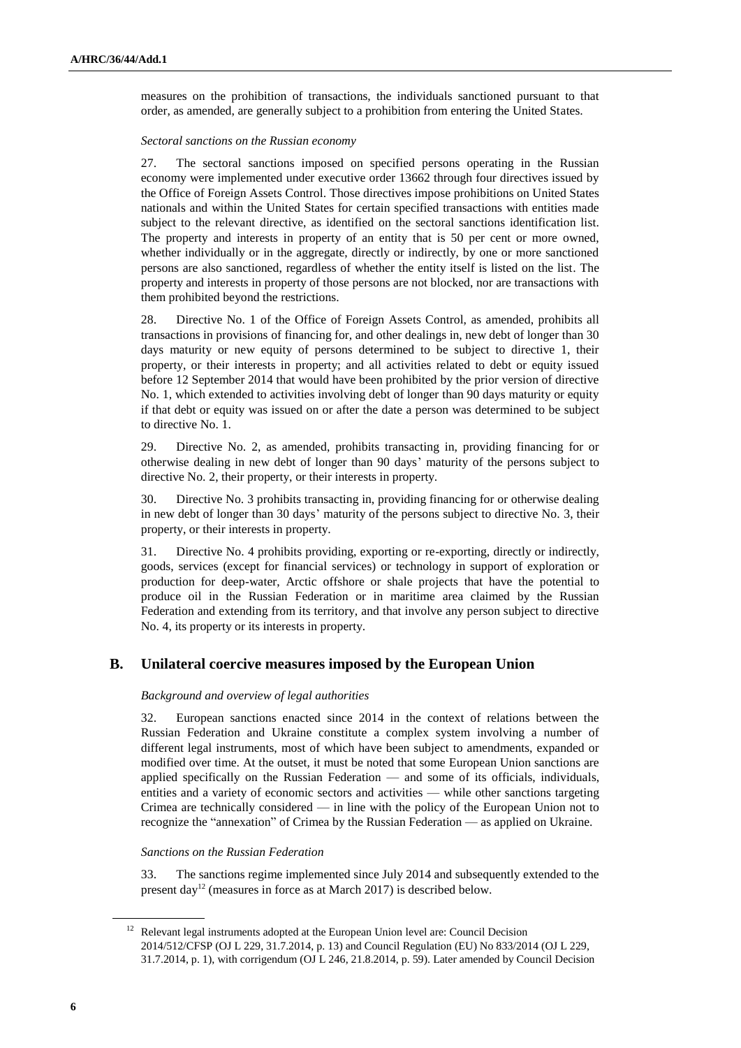measures on the prohibition of transactions, the individuals sanctioned pursuant to that order, as amended, are generally subject to a prohibition from entering the United States.

*Sectoral sanctions on the Russian economy*

27. The sectoral sanctions imposed on specified persons operating in the Russian economy were implemented under executive order 13662 through four directives issued by the Office of Foreign Assets Control. Those directives impose prohibitions on United States nationals and within the United States for certain specified transactions with entities made subject to the relevant directive, as identified on the sectoral sanctions identification list. The property and interests in property of an entity that is 50 per cent or more owned, whether individually or in the aggregate, directly or indirectly, by one or more sanctioned persons are also sanctioned, regardless of whether the entity itself is listed on the list. The property and interests in property of those persons are not blocked, nor are transactions with them prohibited beyond the restrictions.

28. Directive No. 1 of the Office of Foreign Assets Control, as amended, prohibits all transactions in provisions of financing for, and other dealings in, new debt of longer than 30 days maturity or new equity of persons determined to be subject to directive 1, their property, or their interests in property; and all activities related to debt or equity issued before 12 September 2014 that would have been prohibited by the prior version of directive No. 1, which extended to activities involving debt of longer than 90 days maturity or equity if that debt or equity was issued on or after the date a person was determined to be subject to directive No. 1.

29. Directive No. 2, as amended, prohibits transacting in, providing financing for or otherwise dealing in new debt of longer than 90 days' maturity of the persons subject to directive No. 2, their property, or their interests in property.

30. Directive No. 3 prohibits transacting in, providing financing for or otherwise dealing in new debt of longer than 30 days' maturity of the persons subject to directive No. 3, their property, or their interests in property.

31. Directive No. 4 prohibits providing, exporting or re-exporting, directly or indirectly, goods, services (except for financial services) or technology in support of exploration or production for deep-water, Arctic offshore or shale projects that have the potential to produce oil in the Russian Federation or in maritime area claimed by the Russian Federation and extending from its territory, and that involve any person subject to directive No. 4, its property or its interests in property.

## B. Unilateral coercive measures imposed by the European Union

*Background and overview of legal authorities*

32. European sanctions enacted since 2014 in the context of relations between the Russian Federation and Ukraine constitute a complex system involving a number of different legal instruments, most of which have been subject to amendments, expanded or modified over time. At the outset, it must be noted that some European Union sanctions are applied specifically on the Russian Federation — and some of its officials, individuals, entities and a variety of economic sectors and activities — while other sanctions targeting Crimea are technically considered — in line with the policy of the European Union not to recognize the "annexation" of Crimea by the Russian Federation — as applied on Ukraine.

*Sanctions on the Russian Federation*

33. The sanctions regime implemented since July 2014 and subsequently extended to the present day[12] (measures in force as at March 2017) is described below.

[12] Relevant legal instruments adopted at the European Union level are: Council Decision 2014/512/CFSP (OJ L 229, 31.7.2014, p. 13) and Council Regulation (EU) No 833/2014 (OJ L 229, 31.7.2014, p. 1), with corrigendum (OJ L 246, 21.8.2014, p. 59). Later amended by Council Decision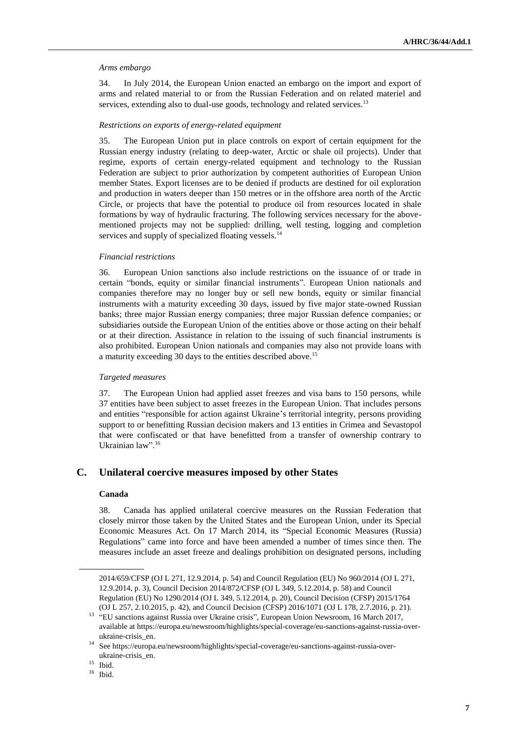*Arms embargo*

34. In July 2014, the European Union enacted an embargo on the import and export of arms and related material to or from the Russian Federation and on related materiel and services, extending also to dual-use goods, technology and related services.[13]

*Restrictions on exports of energy-related equipment*

35. The European Union put in place controls on export of certain equipment for the Russian energy industry (relating to deep-water, Arctic or shale oil projects). Under that regime, exports of certain energy-related equipment and technology to the Russian Federation are subject to prior authorization by competent authorities of European Union member States. Export licenses are to be denied if products are destined for oil exploration and production in waters deeper than 150 metres or in the offshore area north of the Arctic Circle, or projects that have the potential to produce oil from resources located in shale formations by way of hydraulic fracturing. The following services necessary for the above-mentioned projects may not be supplied: drilling, well testing, logging and completion services and supply of specialized floating vessels.[14]

*Financial restrictions*

36. European Union sanctions also include restrictions on the issuance of or trade in certain "bonds, equity or similar financial instruments". European Union nationals and companies therefore may no longer buy or sell new bonds, equity or similar financial instruments with a maturity exceeding 30 days, issued by five major state-owned Russian banks; three major Russian energy companies; three major Russian defence companies; or subsidiaries outside the European Union of the entities above or those acting on their behalf or at their direction. Assistance in relation to the issuing of such financial instruments is also prohibited. European Union nationals and companies may also not provide loans with a maturity exceeding 30 days to the entities described above.[15]

*Targeted measures*

37. The European Union had applied asset freezes and visa bans to 150 persons, while 37 entities have been subject to asset freezes in the European Union. That includes persons and entities "responsible for action against Ukraine's territorial integrity, persons providing support to or benefitting Russian decision makers and 13 entities in Crimea and Sevastopol that were confiscated or that have benefitted from a transfer of ownership contrary to Ukrainian law".[16]

## C. Unilateral coercive measures imposed by other States

### Canada

38. Canada has applied unilateral coercive measures on the Russian Federation that closely mirror those taken by the United States and the European Union, under its Special Economic Measures Act. On 17 March 2014, its "Special Economic Measures (Russia) Regulations" came into force and have been amended a number of times since then. The measures include an asset freeze and dealings prohibition on designated persons, including

---

2014/659/CFSP (OJ L 271, 12.9.2014, p. 54) and Council Regulation (EU) No 960/2014 (OJ L 271, 12.9.2014, p. 3), Council Decision 2014/872/CFSP (OJ L 349, 5.12.2014, p. 58) and Council Regulation (EU) No 1290/2014 (OJ L 349, 5.12.2014, p. 20), Council Decision (CFSP) 2015/1764 (OJ L 257, 2.10.2015, p. 42), and Council Decision (CFSP) 2016/1071 (OJ L 178, 2.7.2016, p. 21).

[13] "EU sanctions against Russia over Ukraine crisis", European Union Newsroom, 16 March 2017, available at https://europa.eu/newsroom/highlights/special-coverage/eu-sanctions-against-russia-over-ukraine-crisis_en.

[14] See https://europa.eu/newsroom/highlights/special-coverage/eu-sanctions-against-russia-over-ukraine-crisis_en.

[15] Ibid.

[16] Ibid.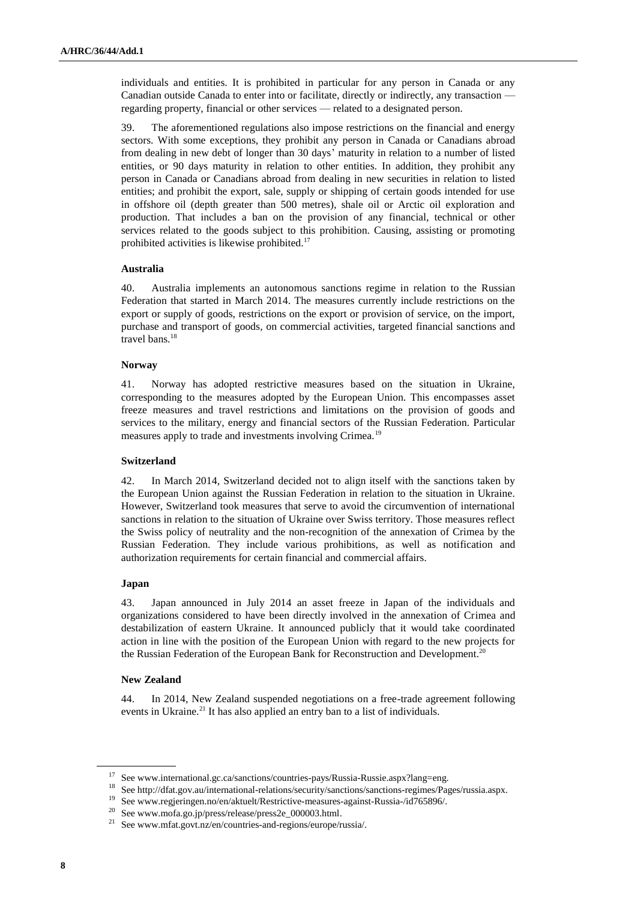individuals and entities. It is prohibited in particular for any person in Canada or any Canadian outside Canada to enter into or facilitate, directly or indirectly, any transaction — regarding property, financial or other services — related to a designated person.

39. The aforementioned regulations also impose restrictions on the financial and energy sectors. With some exceptions, they prohibit any person in Canada or Canadians abroad from dealing in new debt of longer than 30 days' maturity in relation to a number of listed entities, or 90 days maturity in relation to other entities. In addition, they prohibit any person in Canada or Canadians abroad from dealing in new securities in relation to listed entities; and prohibit the export, sale, supply or shipping of certain goods intended for use in offshore oil (depth greater than 500 metres), shale oil or Arctic oil exploration and production. That includes a ban on the provision of any financial, technical or other services related to the goods subject to this prohibition. Causing, assisting or promoting prohibited activities is likewise prohibited.[17]

### Australia

40. Australia implements an autonomous sanctions regime in relation to the Russian Federation that started in March 2014. The measures currently include restrictions on the export or supply of goods, restrictions on the export or provision of service, on the import, purchase and transport of goods, on commercial activities, targeted financial sanctions and travel bans.[18]

### Norway

41. Norway has adopted restrictive measures based on the situation in Ukraine, corresponding to the measures adopted by the European Union. This encompasses asset freeze measures and travel restrictions and limitations on the provision of goods and services to the military, energy and financial sectors of the Russian Federation. Particular measures apply to trade and investments involving Crimea.[19]

### Switzerland

42. In March 2014, Switzerland decided not to align itself with the sanctions taken by the European Union against the Russian Federation in relation to the situation in Ukraine. However, Switzerland took measures that serve to avoid the circumvention of international sanctions in relation to the situation of Ukraine over Swiss territory. Those measures reflect the Swiss policy of neutrality and the non-recognition of the annexation of Crimea by the Russian Federation. They include various prohibitions, as well as notification and authorization requirements for certain financial and commercial affairs.

### Japan

43. Japan announced in July 2014 an asset freeze in Japan of the individuals and organizations considered to have been directly involved in the annexation of Crimea and destabilization of eastern Ukraine. It announced publicly that it would take coordinated action in line with the position of the European Union with regard to the new projects for the Russian Federation of the European Bank for Reconstruction and Development.[20]

### New Zealand

44. In 2014, New Zealand suspended negotiations on a free-trade agreement following events in Ukraine.[21] It has also applied an entry ban to a list of individuals.

---

[17] See www.international.gc.ca/sanctions/countries-pays/Russia-Russie.aspx?lang=eng.

[18] See http://dfat.gov.au/international-relations/security/sanctions/sanctions-regimes/Pages/russia.aspx.

[19] See www.regjeringen.no/en/aktuelt/Restrictive-measures-against-Russia-/id765896/.

[20] See www.mofa.go.jp/press/release/press2e_000003.html.

[21] See www.mfat.govt.nz/en/countries-and-regions/europe/russia/.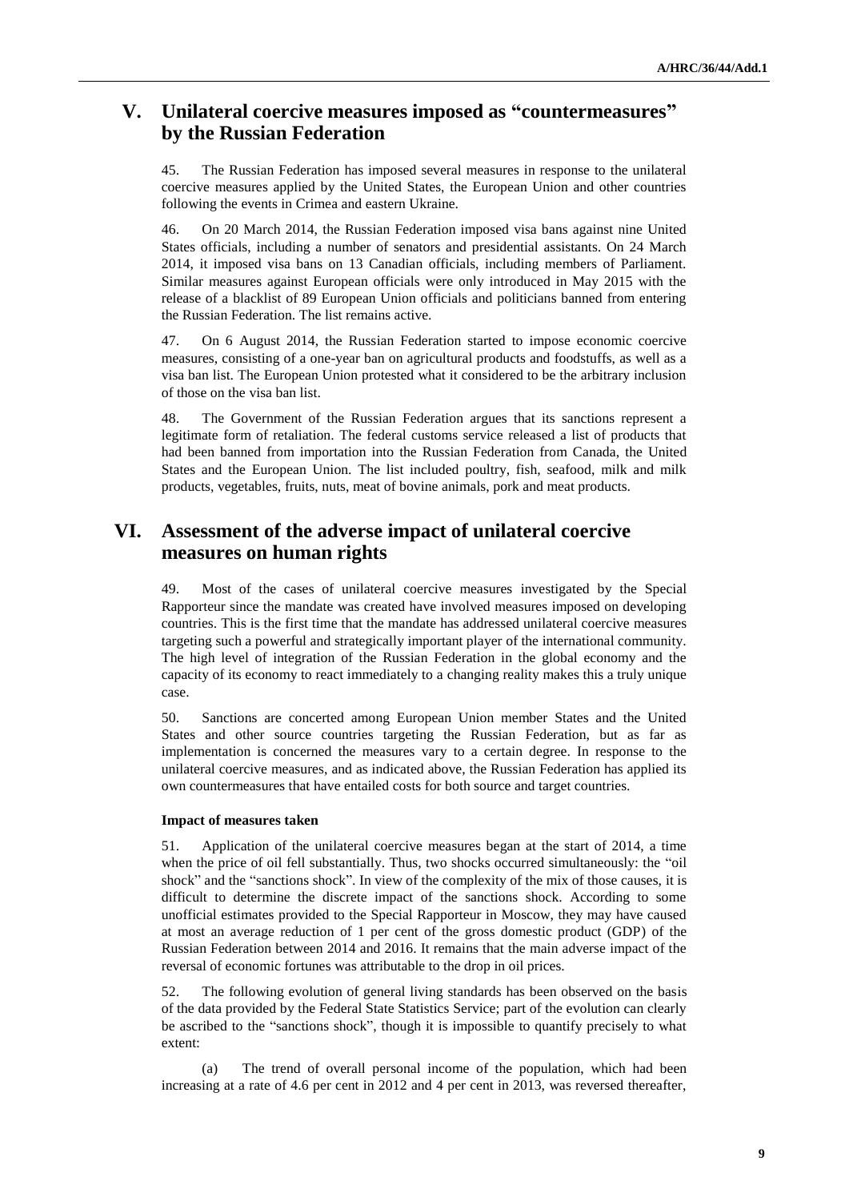## V. Unilateral coercive measures imposed as "countermeasures" by the Russian Federation

45. The Russian Federation has imposed several measures in response to the unilateral coercive measures applied by the United States, the European Union and other countries following the events in Crimea and eastern Ukraine.

46. On 20 March 2014, the Russian Federation imposed visa bans against nine United States officials, including a number of senators and presidential assistants. On 24 March 2014, it imposed visa bans on 13 Canadian officials, including members of Parliament. Similar measures against European officials were only introduced in May 2015 with the release of a blacklist of 89 European Union officials and politicians banned from entering the Russian Federation. The list remains active.

47. On 6 August 2014, the Russian Federation started to impose economic coercive measures, consisting of a one-year ban on agricultural products and foodstuffs, as well as a visa ban list. The European Union protested what it considered to be the arbitrary inclusion of those on the visa ban list.

48. The Government of the Russian Federation argues that its sanctions represent a legitimate form of retaliation. The federal customs service released a list of products that had been banned from importation into the Russian Federation from Canada, the United States and the European Union. The list included poultry, fish, seafood, milk and milk products, vegetables, fruits, nuts, meat of bovine animals, pork and meat products.

## VI. Assessment of the adverse impact of unilateral coercive measures on human rights

49. Most of the cases of unilateral coercive measures investigated by the Special Rapporteur since the mandate was created have involved measures imposed on developing countries. This is the first time that the mandate has addressed unilateral coercive measures targeting such a powerful and strategically important player of the international community. The high level of integration of the Russian Federation in the global economy and the capacity of its economy to react immediately to a changing reality makes this a truly unique case.

50. Sanctions are concerted among European Union member States and the United States and other source countries targeting the Russian Federation, but as far as implementation is concerned the measures vary to a certain degree. In response to the unilateral coercive measures, and as indicated above, the Russian Federation has applied its own countermeasures that have entailed costs for both source and target countries.

**Impact of measures taken**

51. Application of the unilateral coercive measures began at the start of 2014, a time when the price of oil fell substantially. Thus, two shocks occurred simultaneously: the "oil shock" and the "sanctions shock". In view of the complexity of the mix of those causes, it is difficult to determine the discrete impact of the sanctions shock. According to some unofficial estimates provided to the Special Rapporteur in Moscow, they may have caused at most an average reduction of 1 per cent of the gross domestic product (GDP) of the Russian Federation between 2014 and 2016. It remains that the main adverse impact of the reversal of economic fortunes was attributable to the drop in oil prices.

52. The following evolution of general living standards has been observed on the basis of the data provided by the Federal State Statistics Service; part of the evolution can clearly be ascribed to the "sanctions shock", though it is impossible to quantify precisely to what extent:

(a) The trend of overall personal income of the population, which had been increasing at a rate of 4.6 per cent in 2012 and 4 per cent in 2013, was reversed thereafter,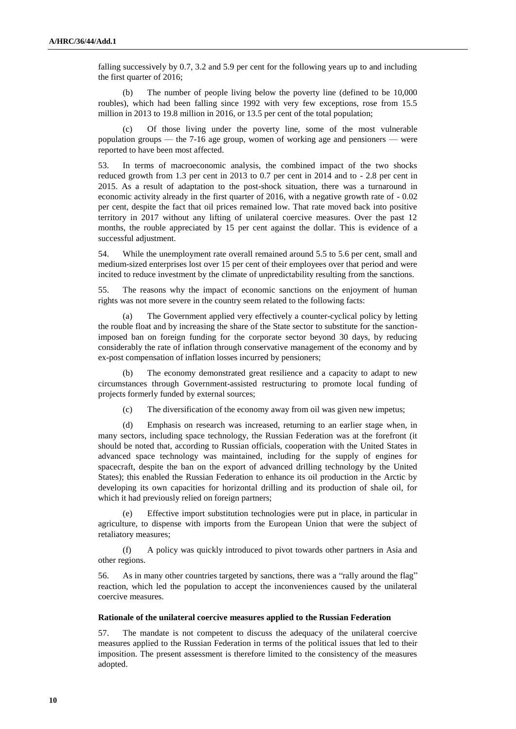falling successively by 0.7, 3.2 and 5.9 per cent for the following years up to and including the first quarter of 2016;

(b) The number of people living below the poverty line (defined to be 10,000 roubles), which had been falling since 1992 with very few exceptions, rose from 15.5 million in 2013 to 19.8 million in 2016, or 13.5 per cent of the total population;

(c) Of those living under the poverty line, some of the most vulnerable population groups — the 7-16 age group, women of working age and pensioners — were reported to have been most affected.

53. In terms of macroeconomic analysis, the combined impact of the two shocks reduced growth from 1.3 per cent in 2013 to 0.7 per cent in 2014 and to - 2.8 per cent in 2015. As a result of adaptation to the post-shock situation, there was a turnaround in economic activity already in the first quarter of 2016, with a negative growth rate of - 0.02 per cent, despite the fact that oil prices remained low. That rate moved back into positive territory in 2017 without any lifting of unilateral coercive measures. Over the past 12 months, the rouble appreciated by 15 per cent against the dollar. This is evidence of a successful adjustment.

54. While the unemployment rate overall remained around 5.5 to 5.6 per cent, small and medium-sized enterprises lost over 15 per cent of their employees over that period and were incited to reduce investment by the climate of unpredictability resulting from the sanctions.

55. The reasons why the impact of economic sanctions on the enjoyment of human rights was not more severe in the country seem related to the following facts:

(a) The Government applied very effectively a counter-cyclical policy by letting the rouble float and by increasing the share of the State sector to substitute for the sanction-imposed ban on foreign funding for the corporate sector beyond 30 days, by reducing considerably the rate of inflation through conservative management of the economy and by ex-post compensation of inflation losses incurred by pensioners;

(b) The economy demonstrated great resilience and a capacity to adapt to new circumstances through Government-assisted restructuring to promote local funding of projects formerly funded by external sources;

(c) The diversification of the economy away from oil was given new impetus;

(d) Emphasis on research was increased, returning to an earlier stage when, in many sectors, including space technology, the Russian Federation was at the forefront (it should be noted that, according to Russian officials, cooperation with the United States in advanced space technology was maintained, including for the supply of engines for spacecraft, despite the ban on the export of advanced drilling technology by the United States); this enabled the Russian Federation to enhance its oil production in the Arctic by developing its own capacities for horizontal drilling and its production of shale oil, for which it had previously relied on foreign partners;

(e) Effective import substitution technologies were put in place, in particular in agriculture, to dispense with imports from the European Union that were the subject of retaliatory measures;

(f) A policy was quickly introduced to pivot towards other partners in Asia and other regions.

56. As in many other countries targeted by sanctions, there was a "rally around the flag" reaction, which led the population to accept the inconveniences caused by the unilateral coercive measures.

**Rationale of the unilateral coercive measures applied to the Russian Federation**

57. The mandate is not competent to discuss the adequacy of the unilateral coercive measures applied to the Russian Federation in terms of the political issues that led to their imposition. The present assessment is therefore limited to the consistency of the measures adopted.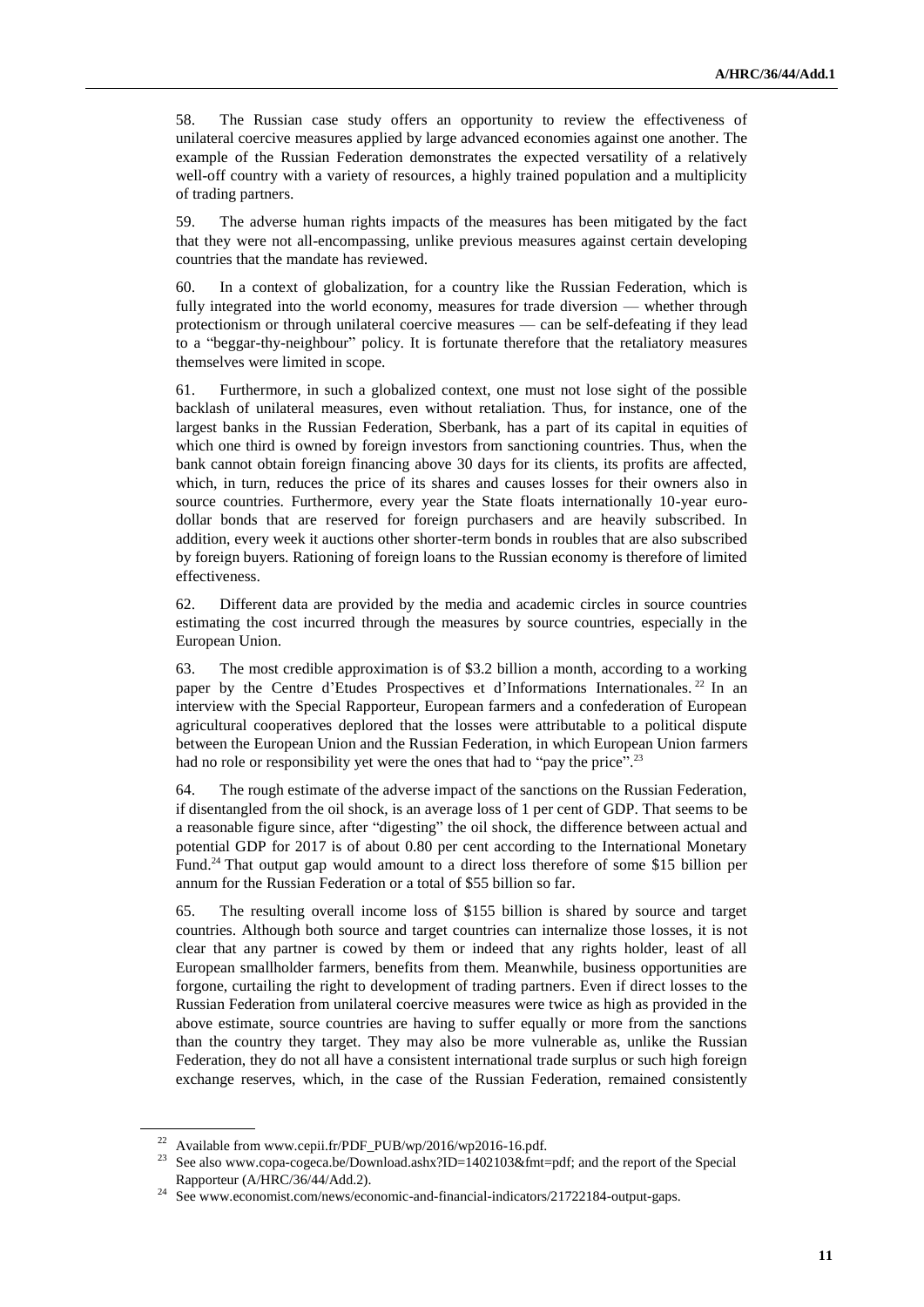58. The Russian case study offers an opportunity to review the effectiveness of unilateral coercive measures applied by large advanced economies against one another. The example of the Russian Federation demonstrates the expected versatility of a relatively well-off country with a variety of resources, a highly trained population and a multiplicity of trading partners.

59. The adverse human rights impacts of the measures has been mitigated by the fact that they were not all-encompassing, unlike previous measures against certain developing countries that the mandate has reviewed.

60. In a context of globalization, for a country like the Russian Federation, which is fully integrated into the world economy, measures for trade diversion — whether through protectionism or through unilateral coercive measures — can be self-defeating if they lead to a "beggar-thy-neighbour" policy. It is fortunate therefore that the retaliatory measures themselves were limited in scope.

61. Furthermore, in such a globalized context, one must not lose sight of the possible backlash of unilateral measures, even without retaliation. Thus, for instance, one of the largest banks in the Russian Federation, Sberbank, has a part of its capital in equities of which one third is owned by foreign investors from sanctioning countries. Thus, when the bank cannot obtain foreign financing above 30 days for its clients, its profits are affected, which, in turn, reduces the price of its shares and causes losses for their owners also in source countries. Furthermore, every year the State floats internationally 10-year euro-dollar bonds that are reserved for foreign purchasers and are heavily subscribed. In addition, every week it auctions other shorter-term bonds in roubles that are also subscribed by foreign buyers. Rationing of foreign loans to the Russian economy is therefore of limited effectiveness.

62. Different data are provided by the media and academic circles in source countries estimating the cost incurred through the measures by source countries, especially in the European Union.

63. The most credible approximation is of $3.2 billion a month, according to a working paper by the Centre d'Etudes Prospectives et d'Informations Internationales.[22] In an interview with the Special Rapporteur, European farmers and a confederation of European agricultural cooperatives deplored that the losses were attributable to a political dispute between the European Union and the Russian Federation, in which European Union farmers had no role or responsibility yet were the ones that had to "pay the price".[23]

64. The rough estimate of the adverse impact of the sanctions on the Russian Federation, if disentangled from the oil shock, is an average loss of 1 per cent of GDP. That seems to be a reasonable figure since, after "digesting" the oil shock, the difference between actual and potential GDP for 2017 is of about 0.80 per cent according to the International Monetary Fund.[24] That output gap would amount to a direct loss therefore of some $15 billion per annum for the Russian Federation or a total of $55 billion so far.

65. The resulting overall income loss of $155 billion is shared by source and target countries. Although both source and target countries can internalize those losses, it is not clear that any partner is cowed by them or indeed that any rights holder, least of all European smallholder farmers, benefits from them. Meanwhile, business opportunities are forgone, curtailing the right to development of trading partners. Even if direct losses to the Russian Federation from unilateral coercive measures were twice as high as provided in the above estimate, source countries are having to suffer equally or more from the sanctions than the country they target. They may also be more vulnerable as, unlike the Russian Federation, they do not all have a consistent international trade surplus or such high foreign exchange reserves, which, in the case of the Russian Federation, remained consistently

---

[22] Available from www.cepii.fr/PDF_PUB/wp/2016/wp2016-16.pdf.

[23] See also www.copa-cogeca.be/Download.ashx?ID=1402103&fmt=pdf; and the report of the Special Rapporteur (A/HRC/36/44/Add.2).

[24] See www.economist.com/news/economic-and-financial-indicators/21722184-output-gaps.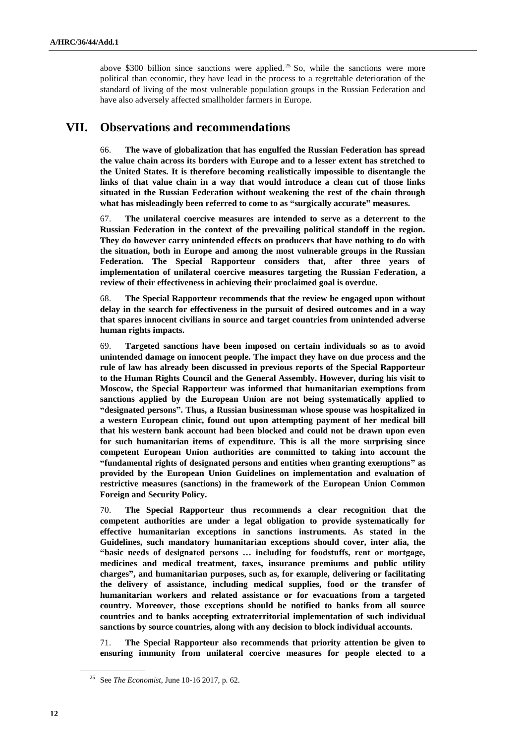above $300 billion since sanctions were applied.[25] So, while the sanctions were more political than economic, they have lead in the process to a regrettable deterioration of the standard of living of the most vulnerable population groups in the Russian Federation and have also adversely affected smallholder farmers in Europe.

## VII. Observations and recommendations

66. **The wave of globalization that has engulfed the Russian Federation has spread the value chain across its borders with Europe and to a lesser extent has stretched to the United States. It is therefore becoming realistically impossible to disentangle the links of that value chain in a way that would introduce a clean cut of those links situated in the Russian Federation without weakening the rest of the chain through what has misleadingly been referred to come to as "surgically accurate" measures.**

67. **The unilateral coercive measures are intended to serve as a deterrent to the Russian Federation in the context of the prevailing political standoff in the region. They do however carry unintended effects on producers that have nothing to do with the situation, both in Europe and among the most vulnerable groups in the Russian Federation. The Special Rapporteur considers that, after three years of implementation of unilateral coercive measures targeting the Russian Federation, a review of their effectiveness in achieving their proclaimed goal is overdue.**

68. **The Special Rapporteur recommends that the review be engaged upon without delay in the search for effectiveness in the pursuit of desired outcomes and in a way that spares innocent civilians in source and target countries from unintended adverse human rights impacts.**

69. **Targeted sanctions have been imposed on certain individuals so as to avoid unintended damage on innocent people. The impact they have on due process and the rule of law has already been discussed in previous reports of the Special Rapporteur to the Human Rights Council and the General Assembly. However, during his visit to Moscow, the Special Rapporteur was informed that humanitarian exemptions from sanctions applied by the European Union are not being systematically applied to "designated persons". Thus, a Russian businessman whose spouse was hospitalized in a western European clinic, found out upon attempting payment of her medical bill that his western bank account had been blocked and could not be drawn upon even for such humanitarian items of expenditure. This is all the more surprising since competent European Union authorities are committed to taking into account the "fundamental rights of designated persons and entities when granting exemptions" as provided by the European Union Guidelines on implementation and evaluation of restrictive measures (sanctions) in the framework of the European Union Common Foreign and Security Policy.**

70. **The Special Rapporteur thus recommends a clear recognition that the competent authorities are under a legal obligation to provide systematically for effective humanitarian exceptions in sanctions instruments. As stated in the Guidelines, such mandatory humanitarian exceptions should cover, inter alia, the "basic needs of designated persons … including for foodstuffs, rent or mortgage, medicines and medical treatment, taxes, insurance premiums and public utility charges", and humanitarian purposes, such as, for example, delivering or facilitating the delivery of assistance, including medical supplies, food or the transfer of humanitarian workers and related assistance or for evacuations from a targeted country. Moreover, those exceptions should be notified to banks from all source countries and to banks accepting extraterritorial implementation of such individual sanctions by source countries, along with any decision to block individual accounts.**

71. **The Special Rapporteur also recommends that priority attention be given to ensuring immunity from unilateral coercive measures for people elected to a**

[25] See *The Economist*, June 10-16 2017, p. 62.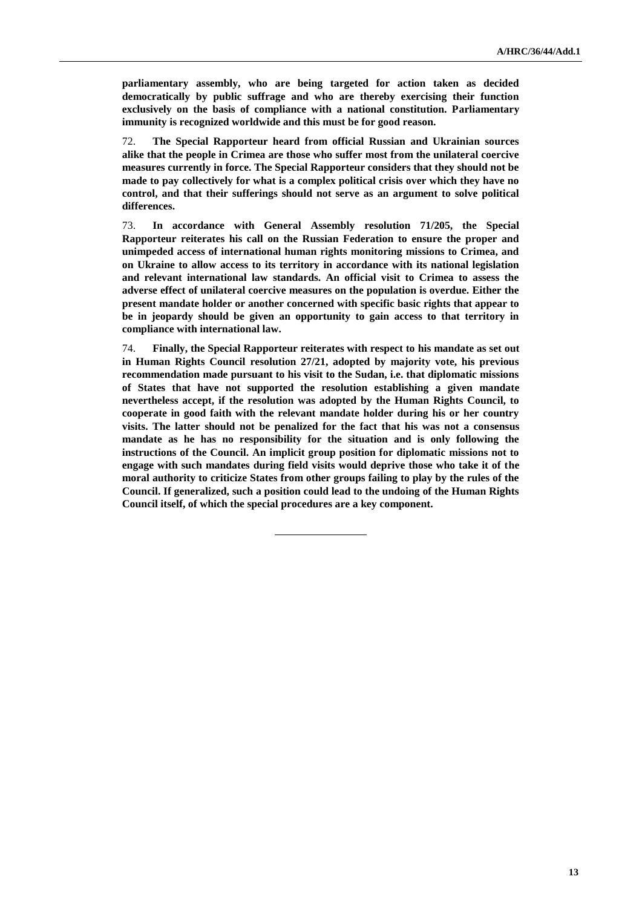**parliamentary assembly, who are being targeted for action taken as decided democratically by public suffrage and who are thereby exercising their function exclusively on the basis of compliance with a national constitution. Parliamentary immunity is recognized worldwide and this must be for good reason.**

72. **The Special Rapporteur heard from official Russian and Ukrainian sources alike that the people in Crimea are those who suffer most from the unilateral coercive measures currently in force. The Special Rapporteur considers that they should not be made to pay collectively for what is a complex political crisis over which they have no control, and that their sufferings should not serve as an argument to solve political differences.**

73. **In accordance with General Assembly resolution 71/205, the Special Rapporteur reiterates his call on the Russian Federation to ensure the proper and unimpeded access of international human rights monitoring missions to Crimea, and on Ukraine to allow access to its territory in accordance with its national legislation and relevant international law standards. An official visit to Crimea to assess the adverse effect of unilateral coercive measures on the population is overdue. Either the present mandate holder or another concerned with specific basic rights that appear to be in jeopardy should be given an opportunity to gain access to that territory in compliance with international law.**

74. **Finally, the Special Rapporteur reiterates with respect to his mandate as set out in Human Rights Council resolution 27/21, adopted by majority vote, his previous recommendation made pursuant to his visit to the Sudan, i.e. that diplomatic missions of States that have not supported the resolution establishing a given mandate nevertheless accept, if the resolution was adopted by the Human Rights Council, to cooperate in good faith with the relevant mandate holder during his or her country visits. The latter should not be penalized for the fact that his was not a consensus mandate as he has no responsibility for the situation and is only following the instructions of the Council. An implicit group position for diplomatic missions not to engage with such mandates during field visits would deprive those who take it of the moral authority to criticize States from other groups failing to play by the rules of the Council. If generalized, such a position could lead to the undoing of the Human Rights Council itself, of which the special procedures are a key component.**